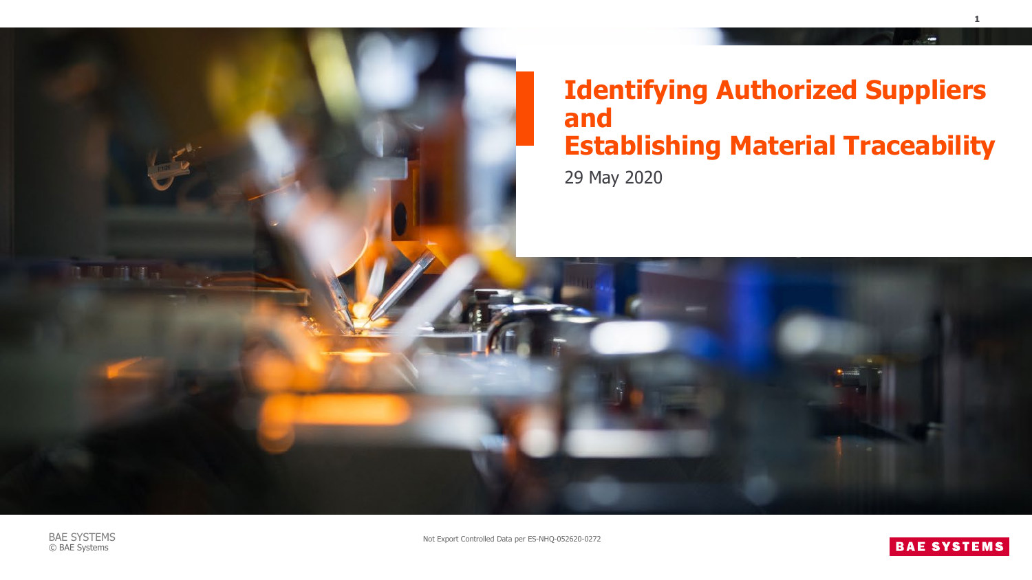# Identifying Authorized Suppliers and Establishing Material Traceability

29 May 2020

Not Export Controlled Data per ES-NHQ-052620-0272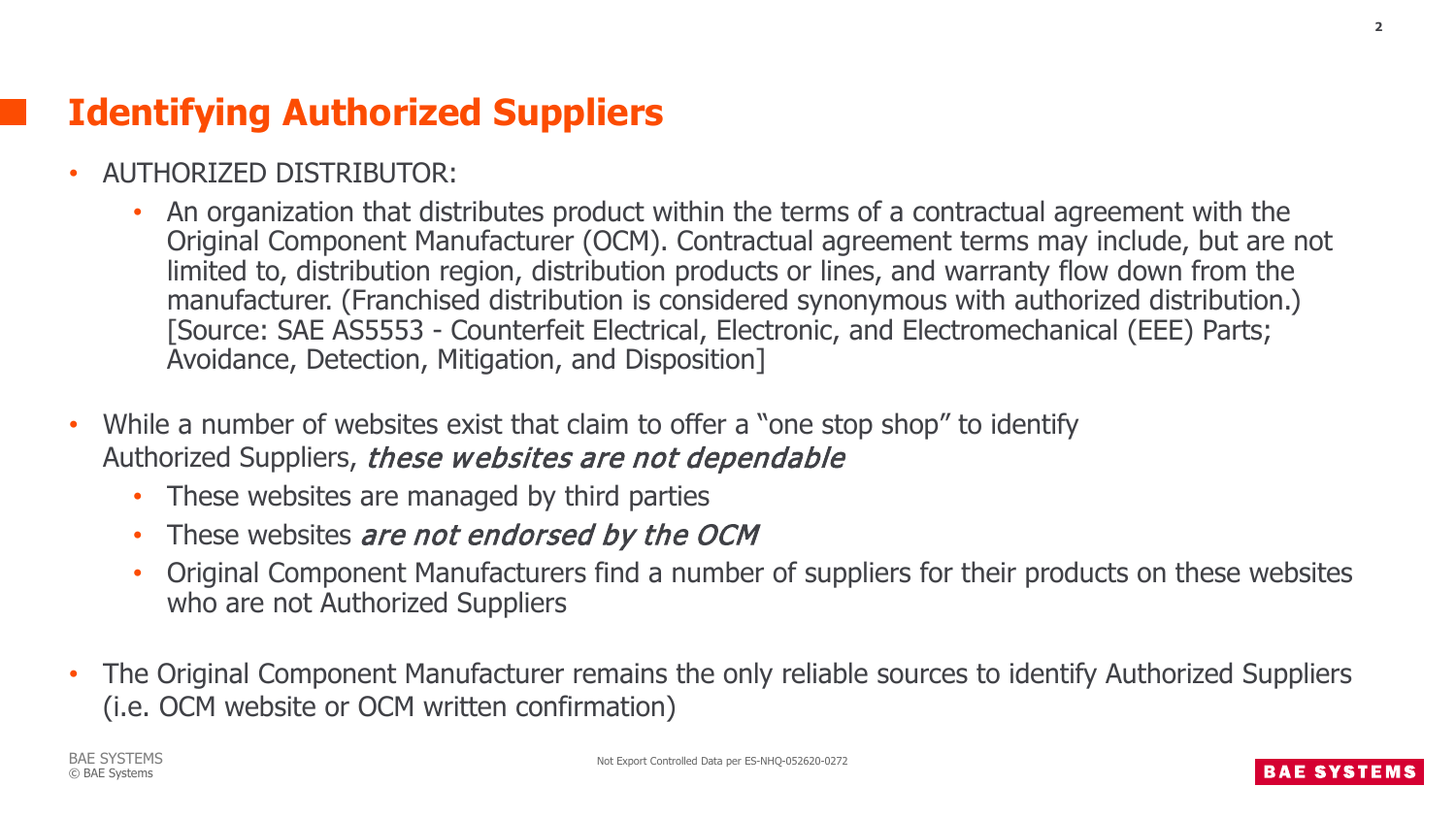# Identifying Authorized Suppliers

- AUTHORIZED DISTRIBUTOR:
  - An organization that distributes product within the terms of a contractual agreement with the Original Component Manufacturer (OCM). Contractual agreement terms may include, but are not limited to, distribution region, distribution products or lines, and warranty flow down from the manufacturer. (Franchised distribution is considered synonymous with authorized distribution.) [Source: SAE AS5553 - Counterfeit Electrical, Electronic, and Electromechanical (EEE) Parts; Avoidance, Detection, Mitigation, and Disposition]
- While a number of websites exist that claim to offer a "one stop shop" to identify Authorized Suppliers, ***these websites are not dependable***
  - These websites are managed by third parties
  - These websites ***are not endorsed by the OCM***
  - Original Component Manufacturers find a number of suppliers for their products on these websites who are not Authorized Suppliers
- The Original Component Manufacturer remains the only reliable sources to identify Authorized Suppliers (i.e. OCM website or OCM written confirmation)

Not Export Controlled Data per ES-NHQ-052620-0272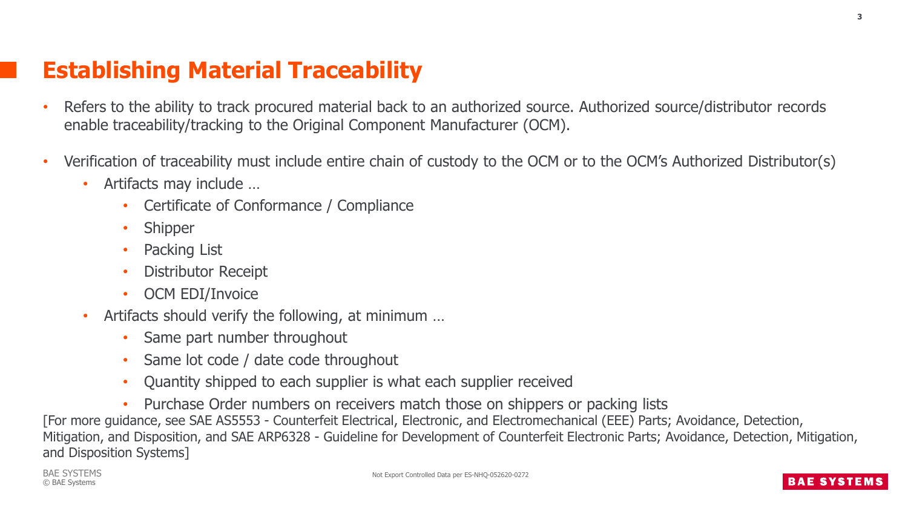# Establishing Material Traceability

- Refers to the ability to track procured material back to an authorized source. Authorized source/distributor records enable traceability/tracking to the Original Component Manufacturer (OCM).
- Verification of traceability must include entire chain of custody to the OCM or to the OCM's Authorized Distributor(s)
  - Artifacts may include …
    - Certificate of Conformance / Compliance
    - Shipper
    - Packing List
    - Distributor Receipt
    - OCM EDI/Invoice
  - Artifacts should verify the following, at minimum …
    - Same part number throughout
    - Same lot code / date code throughout
    - Quantity shipped to each supplier is what each supplier received
    - Purchase Order numbers on receivers match those on shippers or packing lists

[For more guidance, see SAE AS5553 - Counterfeit Electrical, Electronic, and Electromechanical (EEE) Parts; Avoidance, Detection, Mitigation, and Disposition, and SAE ARP6328 - Guideline for Development of Counterfeit Electronic Parts; Avoidance, Detection, Mitigation, and Disposition Systems]

Not Export Controlled Data per ES-NHQ-052620-0272